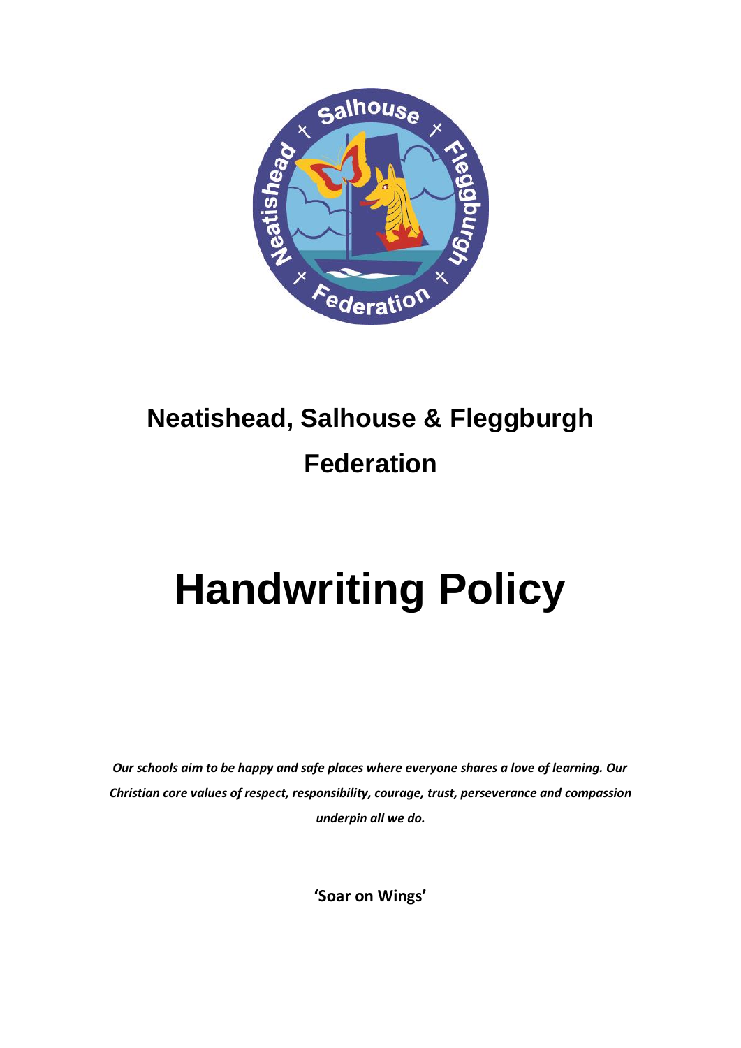# Neatishead, Salhouse & Fleggburgh Federation

# Handwriting Policy

***Our schools aim to be happy and safe places where everyone shares a love of learning. Our Christian core values of respect, responsibility, courage, trust, perseverance and compassion underpin all we do.***

**'Soar on Wings'**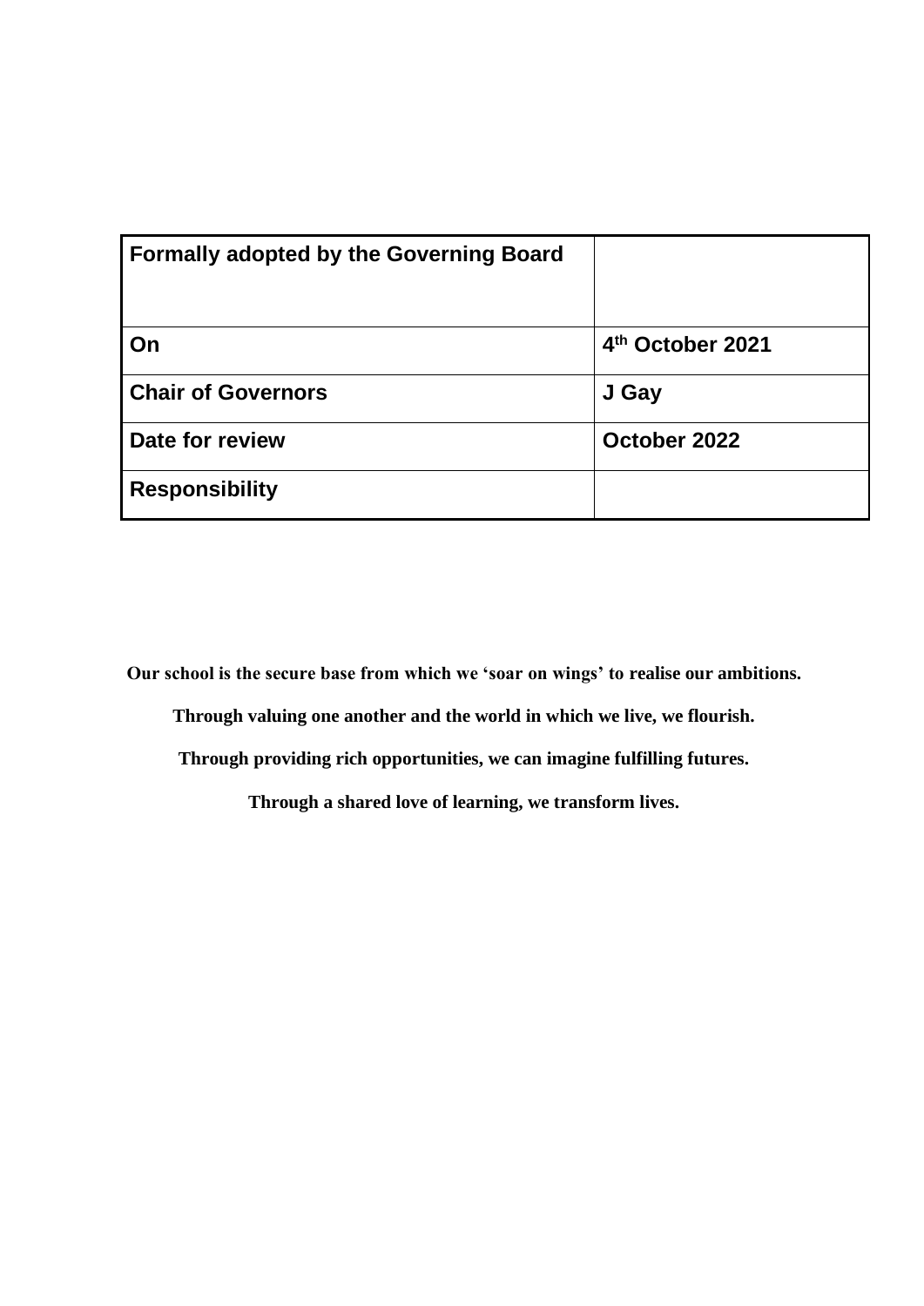| **Formally adopted by the Governing Board** | |
| --- | --- |
| **On** | **4th October 2021** |
| **Chair of Governors** | **J Gay** |
| **Date for review** | **October 2022** |
| **Responsibility** | |

**Our school is the secure base from which we 'soar on wings' to realise our ambitions.**

**Through valuing one another and the world in which we live, we flourish.**

**Through providing rich opportunities, we can imagine fulfilling futures.**

**Through a shared love of learning, we transform lives.**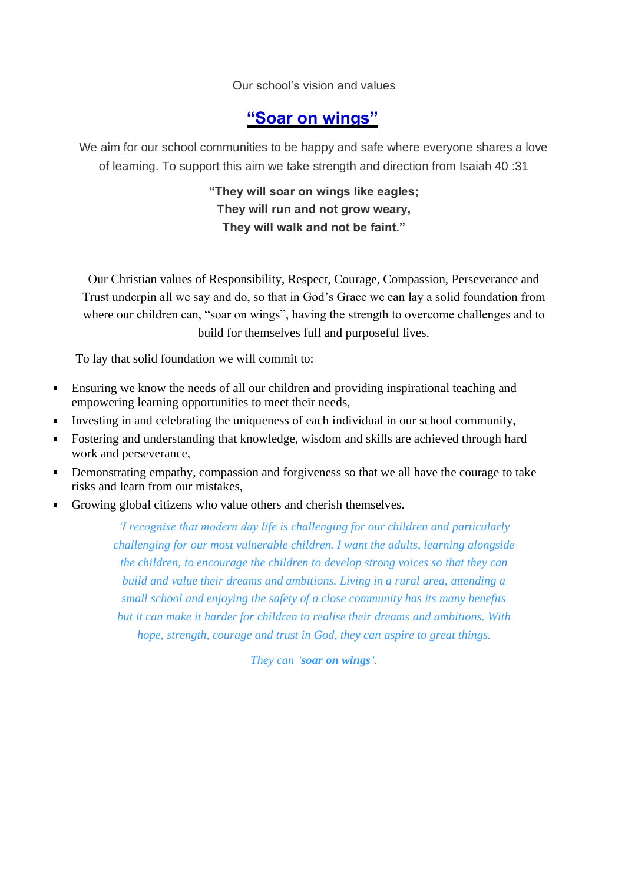Our school's vision and values

# **"Soar on wings"**

We aim for our school communities to be happy and safe where everyone shares a love of learning. To support this aim we take strength and direction from Isaiah 40 :31

**"They will soar on wings like eagles;**
**They will run and not grow weary,**
**They will walk and not be faint."**

Our Christian values of Responsibility, Respect, Courage, Compassion, Perseverance and Trust underpin all we say and do, so that in God's Grace we can lay a solid foundation from where our children can, "soar on wings", having the strength to overcome challenges and to build for themselves full and purposeful lives.

To lay that solid foundation we will commit to:

- Ensuring we know the needs of all our children and providing inspirational teaching and empowering learning opportunities to meet their needs,
- Investing in and celebrating the uniqueness of each individual in our school community,
- Fostering and understanding that knowledge, wisdom and skills are achieved through hard work and perseverance,
- Demonstrating empathy, compassion and forgiveness so that we all have the courage to take risks and learn from our mistakes,
- Growing global citizens who value others and cherish themselves.

*'I recognise that modern day life is challenging for our children and particularly challenging for our most vulnerable children. I want the adults, learning alongside the children, to encourage the children to develop strong voices so that they can build and value their dreams and ambitions. Living in a rural area, attending a small school and enjoying the safety of a close community has its many benefits but it can make it harder for children to realise their dreams and ambitions. With hope, strength, courage and trust in God, they can aspire to great things.*

*They can '**soar on wings**'.*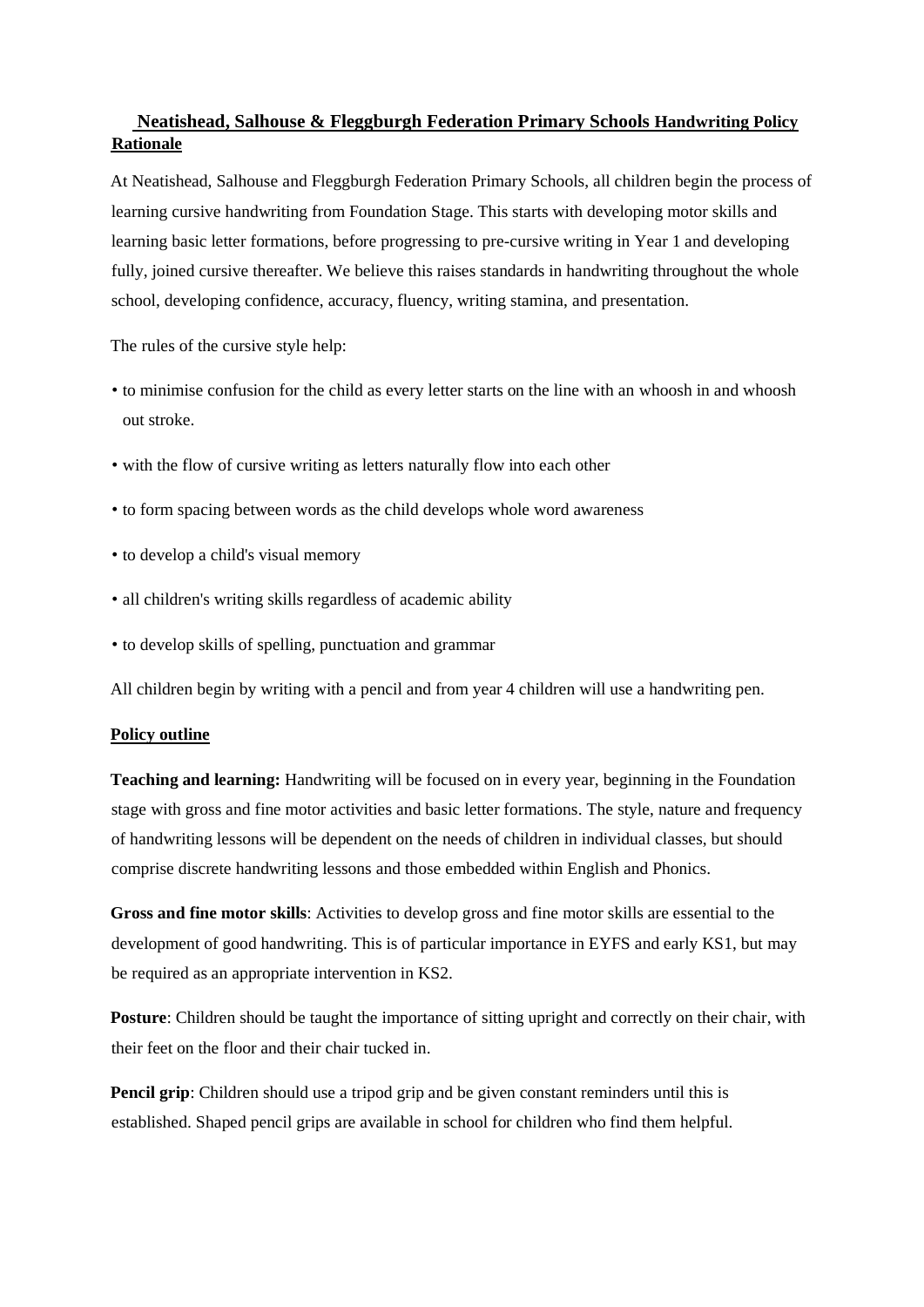## Neatishead, Salhouse & Fleggburgh Federation Primary Schools Handwriting Policy

### Rationale

At Neatishead, Salhouse and Fleggburgh Federation Primary Schools, all children begin the process of learning cursive handwriting from Foundation Stage. This starts with developing motor skills and learning basic letter formations, before progressing to pre-cursive writing in Year 1 and developing fully, joined cursive thereafter. We believe this raises standards in handwriting throughout the whole school, developing confidence, accuracy, fluency, writing stamina, and presentation.

The rules of the cursive style help:

- to minimise confusion for the child as every letter starts on the line with an whoosh in and whoosh out stroke.
- with the flow of cursive writing as letters naturally flow into each other
- to form spacing between words as the child develops whole word awareness
- to develop a child's visual memory
- all children's writing skills regardless of academic ability
- to develop skills of spelling, punctuation and grammar

All children begin by writing with a pencil and from year 4 children will use a handwriting pen.

### Policy outline

**Teaching and learning:** Handwriting will be focused on in every year, beginning in the Foundation stage with gross and fine motor activities and basic letter formations. The style, nature and frequency of handwriting lessons will be dependent on the needs of children in individual classes, but should comprise discrete handwriting lessons and those embedded within English and Phonics.

**Gross and fine motor skills**: Activities to develop gross and fine motor skills are essential to the development of good handwriting. This is of particular importance in EYFS and early KS1, but may be required as an appropriate intervention in KS2.

**Posture**: Children should be taught the importance of sitting upright and correctly on their chair, with their feet on the floor and their chair tucked in.

**Pencil grip**: Children should use a tripod grip and be given constant reminders until this is established. Shaped pencil grips are available in school for children who find them helpful.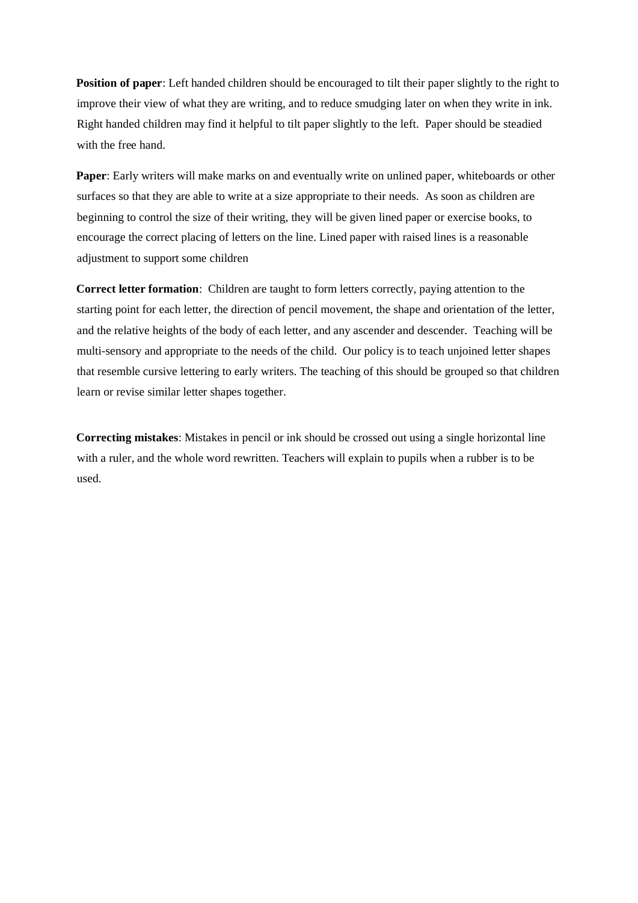**Position of paper**: Left handed children should be encouraged to tilt their paper slightly to the right to improve their view of what they are writing, and to reduce smudging later on when they write in ink. Right handed children may find it helpful to tilt paper slightly to the left. Paper should be steadied with the free hand.

**Paper**: Early writers will make marks on and eventually write on unlined paper, whiteboards or other surfaces so that they are able to write at a size appropriate to their needs. As soon as children are beginning to control the size of their writing, they will be given lined paper or exercise books, to encourage the correct placing of letters on the line. Lined paper with raised lines is a reasonable adjustment to support some children

**Correct letter formation**: Children are taught to form letters correctly, paying attention to the starting point for each letter, the direction of pencil movement, the shape and orientation of the letter, and the relative heights of the body of each letter, and any ascender and descender. Teaching will be multi-sensory and appropriate to the needs of the child. Our policy is to teach unjoined letter shapes that resemble cursive lettering to early writers. The teaching of this should be grouped so that children learn or revise similar letter shapes together.

**Correcting mistakes**: Mistakes in pencil or ink should be crossed out using a single horizontal line with a ruler, and the whole word rewritten. Teachers will explain to pupils when a rubber is to be used.